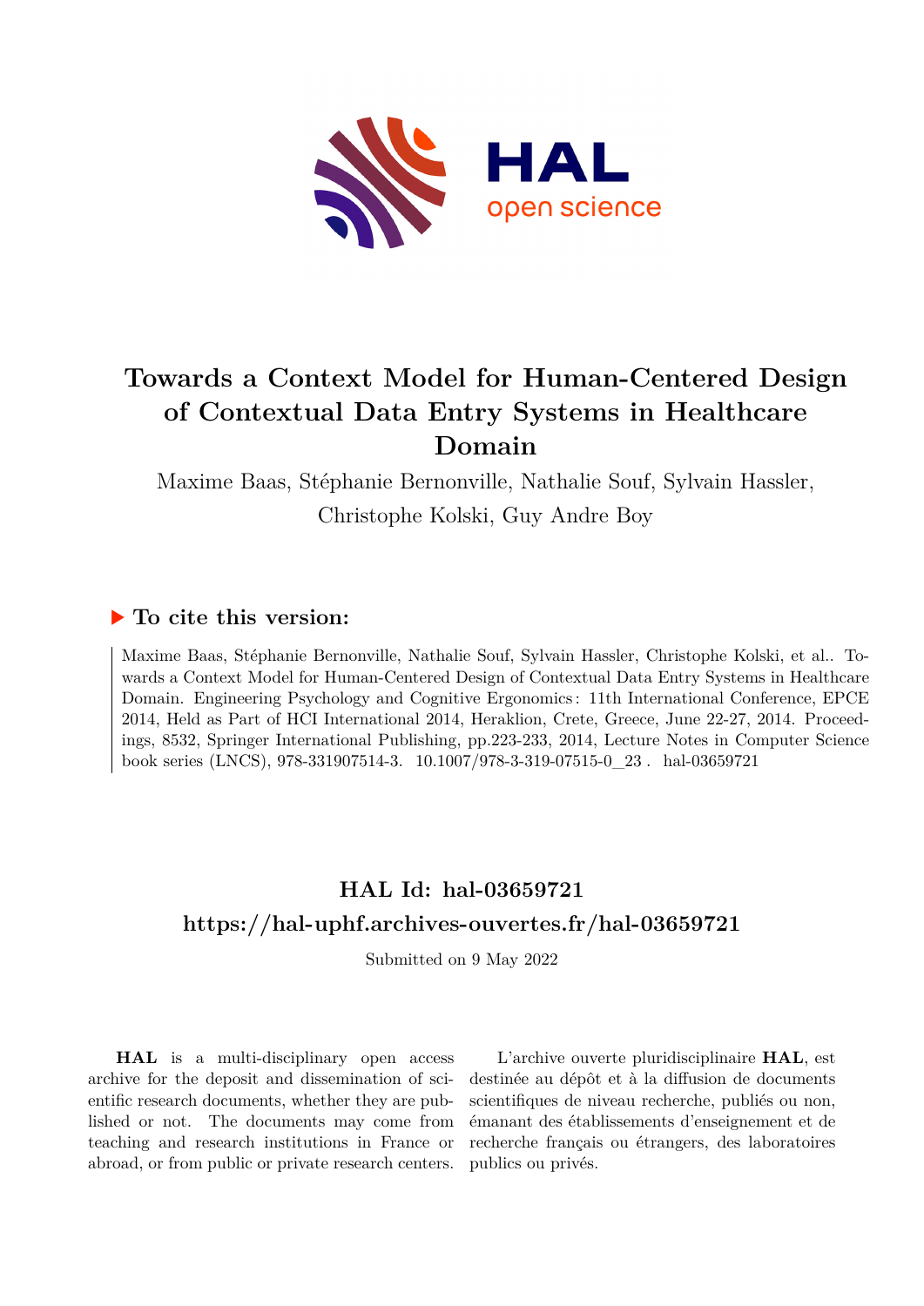# Towards a Context Model for Human-Centered Design of Contextual Data Entry Systems in Healthcare Domain

Maxime Baas, Stéphanie Bernonville, Nathalie Souf, Sylvain Hassler, Christophe Kolski, Guy Andre Boy

## To cite this version:

Maxime Baas, Stéphanie Bernonville, Nathalie Souf, Sylvain Hassler, Christophe Kolski, et al.. Towards a Context Model for Human-Centered Design of Contextual Data Entry Systems in Healthcare Domain. Engineering Psychology and Cognitive Ergonomics : 11th International Conference, EPCE 2014, Held as Part of HCI International 2014, Heraklion, Crete, Greece, June 22-27, 2014. Proceedings, 8532, Springer International Publishing, pp.223-233, 2014, Lecture Notes in Computer Science book series (LNCS), 978-331907514-3. 10.1007/978-3-319-07515-0_23 . hal-03659721

## HAL Id: hal-03659721

## https://hal-uphf.archives-ouvertes.fr/hal-03659721

Submitted on 9 May 2022

**HAL** is a multi-disciplinary open access archive for the deposit and dissemination of scientific research documents, whether they are published or not. The documents may come from teaching and research institutions in France or abroad, or from public or private research centers.

L'archive ouverte pluridisciplinaire **HAL**, est destinée au dépôt et à la diffusion de documents scientifiques de niveau recherche, publiés ou non, émanant des établissements d'enseignement et de recherche français ou étrangers, des laboratoires publics ou privés.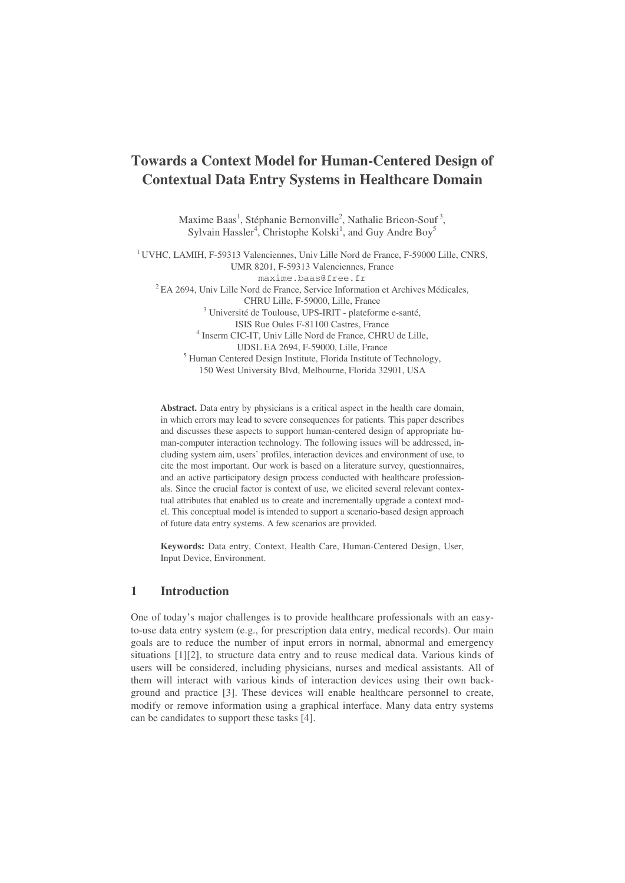# Towards a Context Model for Human-Centered Design of Contextual Data Entry Systems in Healthcare Domain

Maxime Baas[1], Stéphanie Bernonville[2], Nathalie Bricon-Souf[3], Sylvain Hassler[4], Christophe Kolski[1], and Guy Andre Boy[5]

[1] UVHC, LAMIH, F-59313 Valenciennes, Univ Lille Nord de France, F-59000 Lille, CNRS, UMR 8201, F-59313 Valenciennes, France
maxime.baas@free.fr

[2] EA 2694, Univ Lille Nord de France, Service Information et Archives Médicales, CHRU Lille, F-59000, Lille, France

[3] Université de Toulouse, UPS-IRIT - plateforme e-santé, ISIS Rue Oules F-81100 Castres, France

[4] Inserm CIC-IT, Univ Lille Nord de France, CHRU de Lille, UDSL EA 2694, F-59000, Lille, France

[5] Human Centered Design Institute, Florida Institute of Technology, 150 West University Blvd, Melbourne, Florida 32901, USA

**Abstract.** Data entry by physicians is a critical aspect in the health care domain, in which errors may lead to severe consequences for patients. This paper describes and discusses these aspects to support human-centered design of appropriate human-computer interaction technology. The following issues will be addressed, including system aim, users' profiles, interaction devices and environment of use, to cite the most important. Our work is based on a literature survey, questionnaires, and an active participatory design process conducted with healthcare professionals. Since the crucial factor is context of use, we elicited several relevant contextual attributes that enabled us to create and incrementally upgrade a context model. This conceptual model is intended to support a scenario-based design approach of future data entry systems. A few scenarios are provided.

**Keywords:** Data entry, Context, Health Care, Human-Centered Design, User, Input Device, Environment.

## 1 Introduction

One of today's major challenges is to provide healthcare professionals with an easy-to-use data entry system (e.g., for prescription data entry, medical records). Our main goals are to reduce the number of input errors in normal, abnormal and emergency situations [1][2], to structure data entry and to reuse medical data. Various kinds of users will be considered, including physicians, nurses and medical assistants. All of them will interact with various kinds of interaction devices using their own background and practice [3]. These devices will enable healthcare personnel to create, modify or remove information using a graphical interface. Many data entry systems can be candidates to support these tasks [4].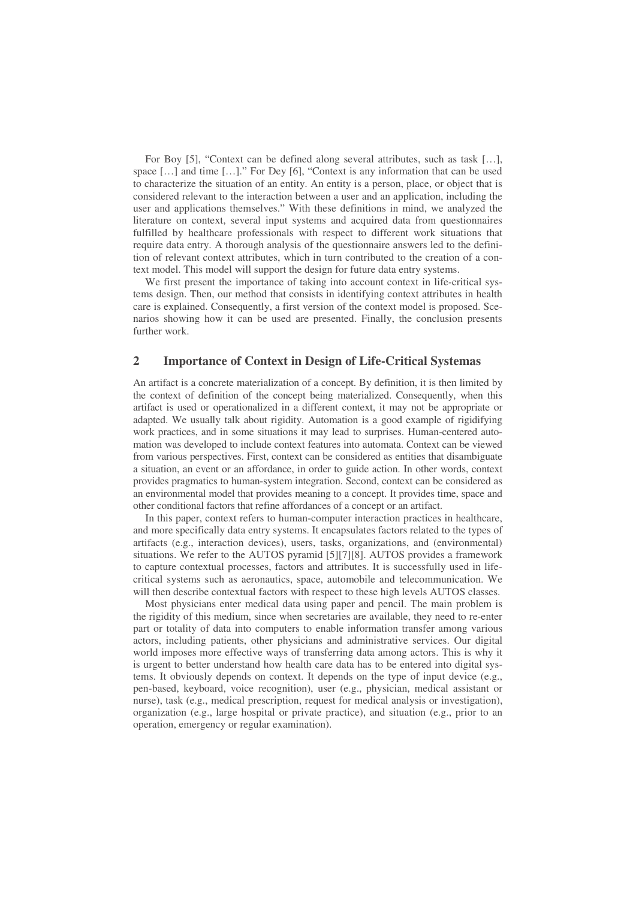For Boy [5], "Context can be defined along several attributes, such as task […], space […] and time […]." For Dey [6], "Context is any information that can be used to characterize the situation of an entity. An entity is a person, place, or object that is considered relevant to the interaction between a user and an application, including the user and applications themselves." With these definitions in mind, we analyzed the literature on context, several input systems and acquired data from questionnaires fulfilled by healthcare professionals with respect to different work situations that require data entry. A thorough analysis of the questionnaire answers led to the definition of relevant context attributes, which in turn contributed to the creation of a context model. This model will support the design for future data entry systems.

We first present the importance of taking into account context in life-critical systems design. Then, our method that consists in identifying context attributes in health care is explained. Consequently, a first version of the context model is proposed. Scenarios showing how it can be used are presented. Finally, the conclusion presents further work.

## 2 Importance of Context in Design of Life-Critical Systemas

An artifact is a concrete materialization of a concept. By definition, it is then limited by the context of definition of the concept being materialized. Consequently, when this artifact is used or operationalized in a different context, it may not be appropriate or adapted. We usually talk about rigidity. Automation is a good example of rigidifying work practices, and in some situations it may lead to surprises. Human-centered automation was developed to include context features into automata. Context can be viewed from various perspectives. First, context can be considered as entities that disambiguate a situation, an event or an affordance, in order to guide action. In other words, context provides pragmatics to human-system integration. Second, context can be considered as an environmental model that provides meaning to a concept. It provides time, space and other conditional factors that refine affordances of a concept or an artifact.

In this paper, context refers to human-computer interaction practices in healthcare, and more specifically data entry systems. It encapsulates factors related to the types of artifacts (e.g., interaction devices), users, tasks, organizations, and (environmental) situations. We refer to the AUTOS pyramid [5][7][8]. AUTOS provides a framework to capture contextual processes, factors and attributes. It is successfully used in life-critical systems such as aeronautics, space, automobile and telecommunication. We will then describe contextual factors with respect to these high levels AUTOS classes.

Most physicians enter medical data using paper and pencil. The main problem is the rigidity of this medium, since when secretaries are available, they need to re-enter part or totality of data into computers to enable information transfer among various actors, including patients, other physicians and administrative services. Our digital world imposes more effective ways of transferring data among actors. This is why it is urgent to better understand how health care data has to be entered into digital systems. It obviously depends on context. It depends on the type of input device (e.g., pen-based, keyboard, voice recognition), user (e.g., physician, medical assistant or nurse), task (e.g., medical prescription, request for medical analysis or investigation), organization (e.g., large hospital or private practice), and situation (e.g., prior to an operation, emergency or regular examination).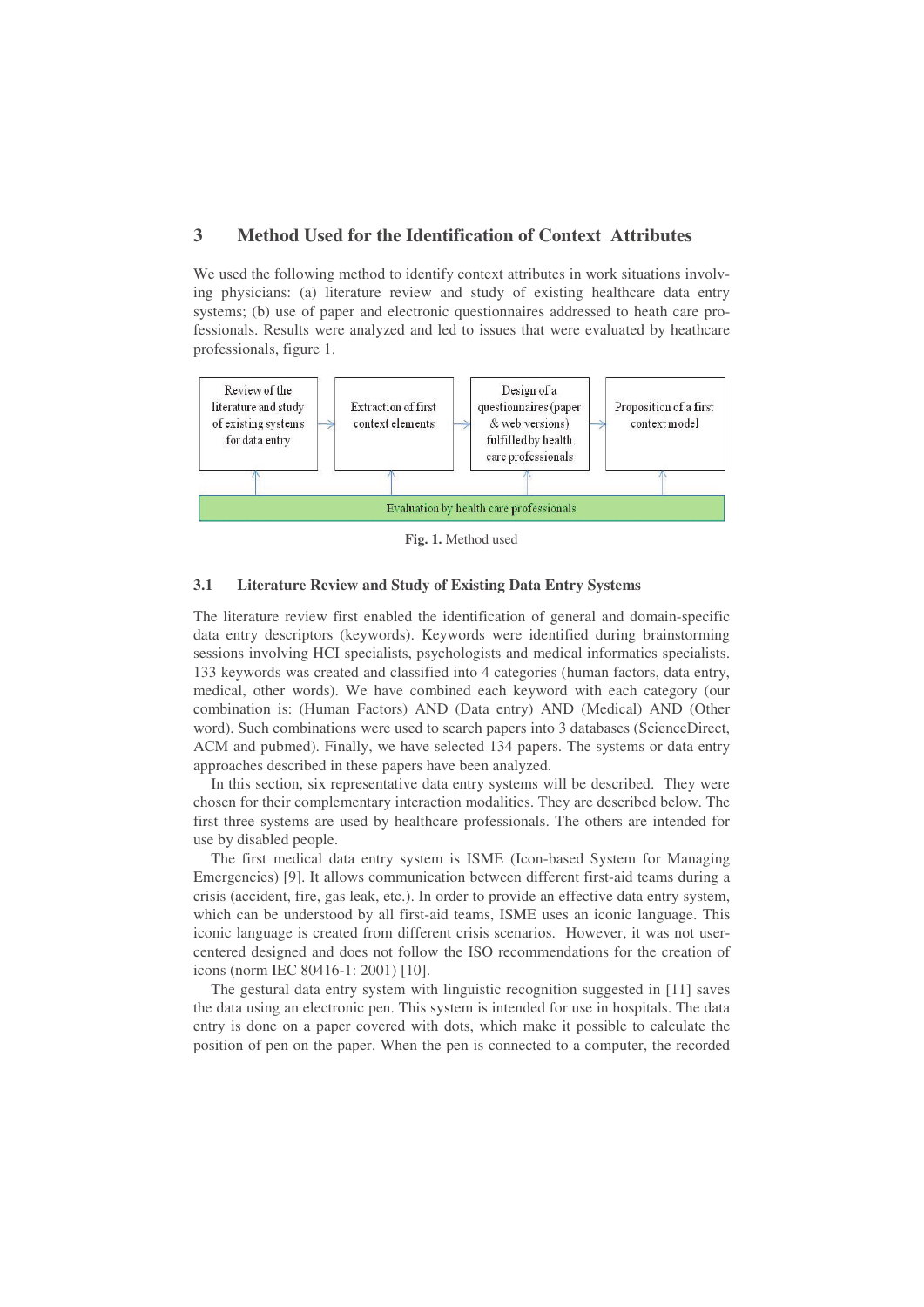## 3 Method Used for the Identification of Context Attributes

We used the following method to identify context attributes in work situations involving physicians: (a) literature review and study of existing healthcare data entry systems; (b) use of paper and electronic questionnaires addressed to heath care professionals. Results were analyzed and led to issues that were evaluated by heathcare professionals, figure 1.

Review of the literature and study of existing systems for data entry → Extraction of first context elements → Design of a questionnaires (paper & web versions) fulfilled by health care professionals → Proposition of a first context model

Evaluation by health care professionals

**Fig. 1.** Method used

### 3.1 Literature Review and Study of Existing Data Entry Systems

The literature review first enabled the identification of general and domain-specific data entry descriptors (keywords). Keywords were identified during brainstorming sessions involving HCI specialists, psychologists and medical informatics specialists. 133 keywords was created and classified into 4 categories (human factors, data entry, medical, other words). We have combined each keyword with each category (our combination is: (Human Factors) AND (Data entry) AND (Medical) AND (Other word). Such combinations were used to search papers into 3 databases (ScienceDirect, ACM and pubmed). Finally, we have selected 134 papers. The systems or data entry approaches described in these papers have been analyzed.

In this section, six representative data entry systems will be described. They were chosen for their complementary interaction modalities. They are described below. The first three systems are used by healthcare professionals. The others are intended for use by disabled people.

The first medical data entry system is ISME (Icon-based System for Managing Emergencies) [9]. It allows communication between different first-aid teams during a crisis (accident, fire, gas leak, etc.). In order to provide an effective data entry system, which can be understood by all first-aid teams, ISME uses an iconic language. This iconic language is created from different crisis scenarios. However, it was not user-centered designed and does not follow the ISO recommendations for the creation of icons (norm IEC 80416-1: 2001) [10].

The gestural data entry system with linguistic recognition suggested in [11] saves the data using an electronic pen. This system is intended for use in hospitals. The data entry is done on a paper covered with dots, which make it possible to calculate the position of pen on the paper. When the pen is connected to a computer, the recorded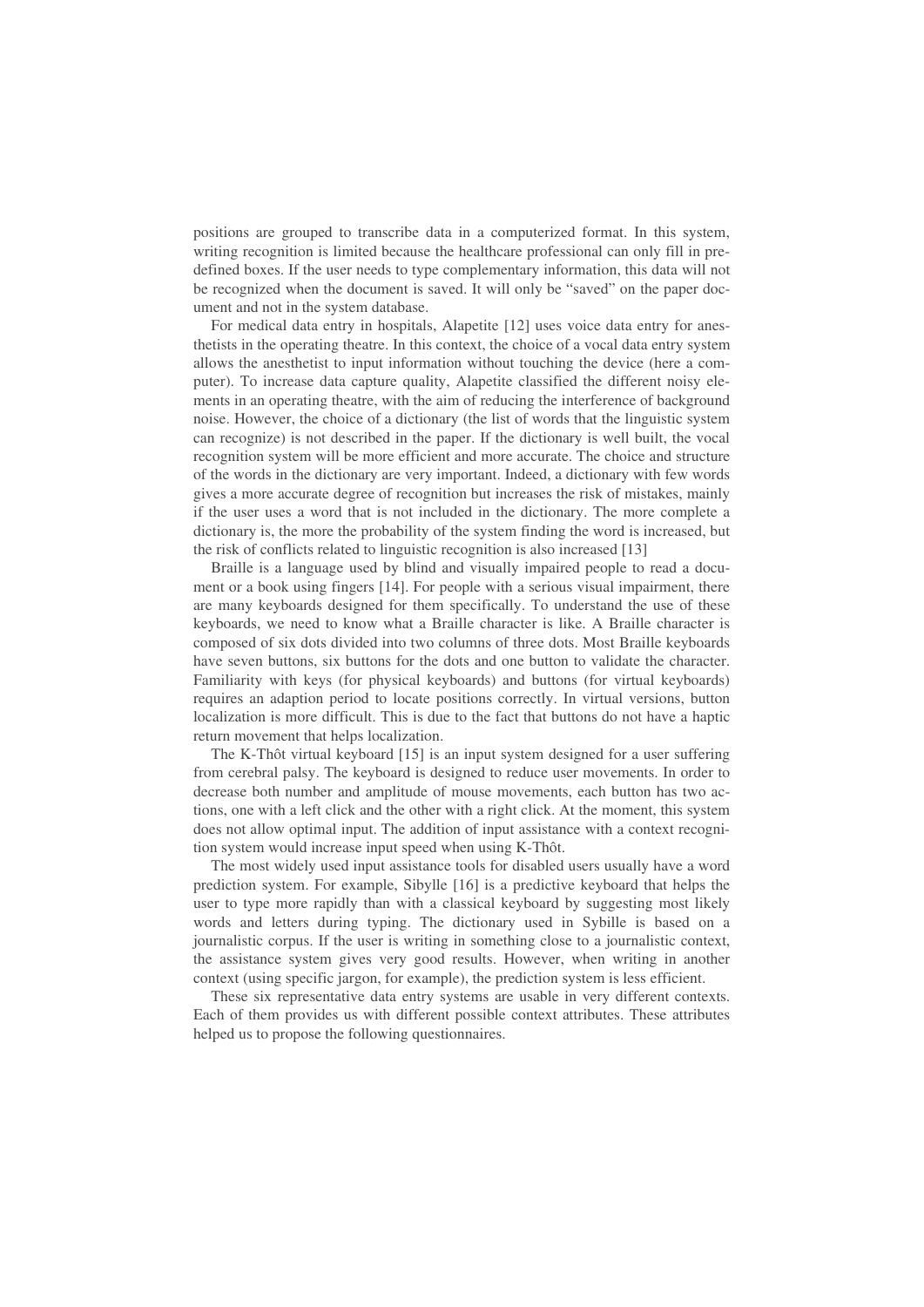positions are grouped to transcribe data in a computerized format. In this system, writing recognition is limited because the healthcare professional can only fill in predefined boxes. If the user needs to type complementary information, this data will not be recognized when the document is saved. It will only be "saved" on the paper document and not in the system database.

For medical data entry in hospitals, Alapetite [12] uses voice data entry for anesthetists in the operating theatre. In this context, the choice of a vocal data entry system allows the anesthetist to input information without touching the device (here a computer). To increase data capture quality, Alapetite classified the different noisy elements in an operating theatre, with the aim of reducing the interference of background noise. However, the choice of a dictionary (the list of words that the linguistic system can recognize) is not described in the paper. If the dictionary is well built, the vocal recognition system will be more efficient and more accurate. The choice and structure of the words in the dictionary are very important. Indeed, a dictionary with few words gives a more accurate degree of recognition but increases the risk of mistakes, mainly if the user uses a word that is not included in the dictionary. The more complete a dictionary is, the more the probability of the system finding the word is increased, but the risk of conflicts related to linguistic recognition is also increased [13]

Braille is a language used by blind and visually impaired people to read a document or a book using fingers [14]. For people with a serious visual impairment, there are many keyboards designed for them specifically. To understand the use of these keyboards, we need to know what a Braille character is like. A Braille character is composed of six dots divided into two columns of three dots. Most Braille keyboards have seven buttons, six buttons for the dots and one button to validate the character. Familiarity with keys (for physical keyboards) and buttons (for virtual keyboards) requires an adaption period to locate positions correctly. In virtual versions, button localization is more difficult. This is due to the fact that buttons do not have a haptic return movement that helps localization.

The K-Thôt virtual keyboard [15] is an input system designed for a user suffering from cerebral palsy. The keyboard is designed to reduce user movements. In order to decrease both number and amplitude of mouse movements, each button has two actions, one with a left click and the other with a right click. At the moment, this system does not allow optimal input. The addition of input assistance with a context recognition system would increase input speed when using K-Thôt.

The most widely used input assistance tools for disabled users usually have a word prediction system. For example, Sibylle [16] is a predictive keyboard that helps the user to type more rapidly than with a classical keyboard by suggesting most likely words and letters during typing. The dictionary used in Sybille is based on a journalistic corpus. If the user is writing in something close to a journalistic context, the assistance system gives very good results. However, when writing in another context (using specific jargon, for example), the prediction system is less efficient.

These six representative data entry systems are usable in very different contexts. Each of them provides us with different possible context attributes. These attributes helped us to propose the following questionnaires.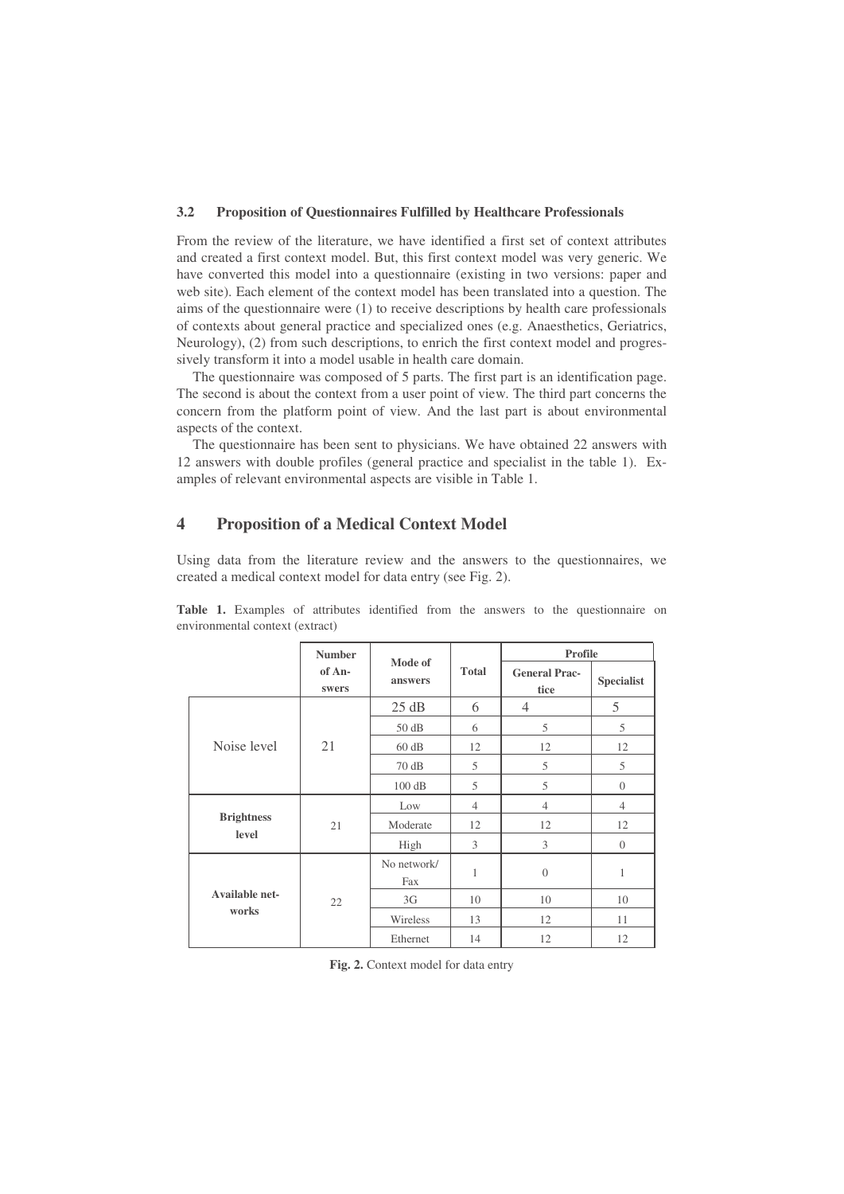### 3.2 Proposition of Questionnaires Fulfilled by Healthcare Professionals

From the review of the literature, we have identified a first set of context attributes and created a first context model. But, this first context model was very generic. We have converted this model into a questionnaire (existing in two versions: paper and web site). Each element of the context model has been translated into a question. The aims of the questionnaire were (1) to receive descriptions by health care professionals of contexts about general practice and specialized ones (e.g. Anaesthetics, Geriatrics, Neurology), (2) from such descriptions, to enrich the first context model and progressively transform it into a model usable in health care domain.

The questionnaire was composed of 5 parts. The first part is an identification page. The second is about the context from a user point of view. The third part concerns the concern from the platform point of view. And the last part is about environmental aspects of the context.

The questionnaire has been sent to physicians. We have obtained 22 answers with 12 answers with double profiles (general practice and specialist in the table 1). Examples of relevant environmental aspects are visible in Table 1.

## 4 Proposition of a Medical Context Model

Using data from the literature review and the answers to the questionnaires, we created a medical context model for data entry (see Fig. 2).

**Table 1.** Examples of attributes identified from the answers to the questionnaire on environmental context (extract)

| | Number of Answers | Mode of answers | Total | Profile | |
|---|---|---|---|---|---|
| | | | | **General Practice** | **Specialist** |
| Noise level | 21 | 25 dB | 6 | 4 | 5 |
| | | 50 dB | 6 | 5 | 5 |
| | | 60 dB | 12 | 12 | 12 |
| | | 70 dB | 5 | 5 | 5 |
| | | 100 dB | 5 | 5 | 0 |
| **Brightness level** | 21 | Low | 4 | 4 | 4 |
| | | Moderate | 12 | 12 | 12 |
| | | High | 3 | 3 | 0 |
| **Available networks** | 22 | No network/ Fax | 1 | 0 | 1 |
| | | 3G | 10 | 10 | 10 |
| | | Wireless | 13 | 12 | 11 |
| | | Ethernet | 14 | 12 | 12 |

**Fig. 2.** Context model for data entry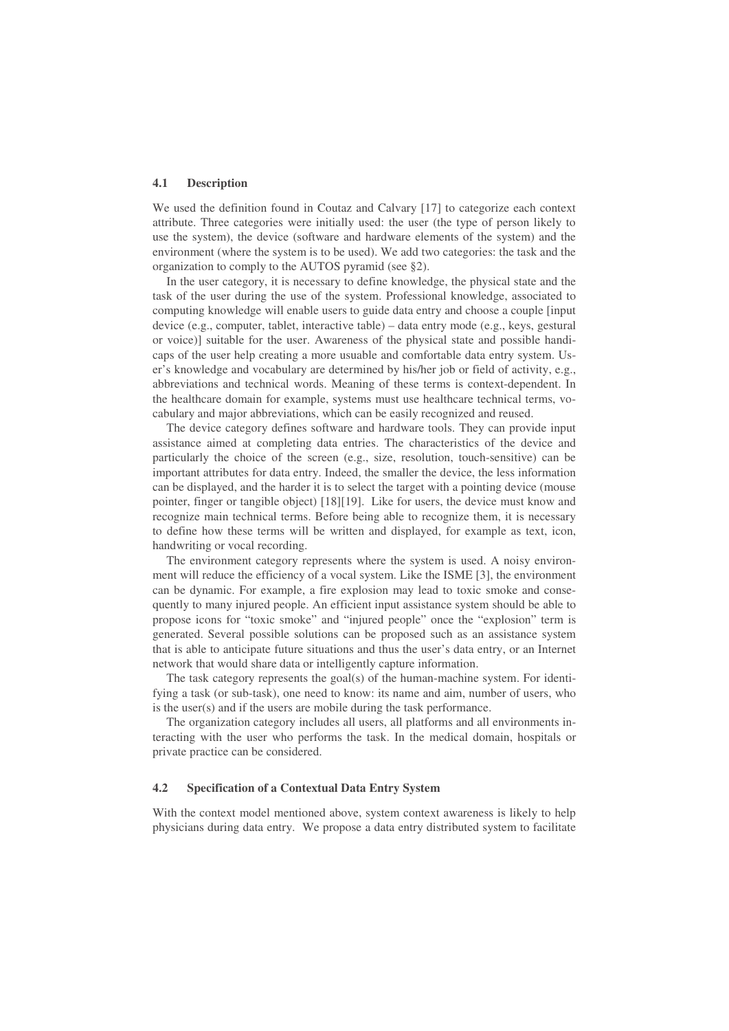### 4.1 Description

We used the definition found in Coutaz and Calvary [17] to categorize each context attribute. Three categories were initially used: the user (the type of person likely to use the system), the device (software and hardware elements of the system) and the environment (where the system is to be used). We add two categories: the task and the organization to comply to the AUTOS pyramid (see §2).

In the user category, it is necessary to define knowledge, the physical state and the task of the user during the use of the system. Professional knowledge, associated to computing knowledge will enable users to guide data entry and choose a couple [input device (e.g., computer, tablet, interactive table) – data entry mode (e.g., keys, gestural or voice)] suitable for the user. Awareness of the physical state and possible handicaps of the user help creating a more usuable and comfortable data entry system. User's knowledge and vocabulary are determined by his/her job or field of activity, e.g., abbreviations and technical words. Meaning of these terms is context-dependent. In the healthcare domain for example, systems must use healthcare technical terms, vocabulary and major abbreviations, which can be easily recognized and reused.

The device category defines software and hardware tools. They can provide input assistance aimed at completing data entries. The characteristics of the device and particularly the choice of the screen (e.g., size, resolution, touch-sensitive) can be important attributes for data entry. Indeed, the smaller the device, the less information can be displayed, and the harder it is to select the target with a pointing device (mouse pointer, finger or tangible object) [18][19]. Like for users, the device must know and recognize main technical terms. Before being able to recognize them, it is necessary to define how these terms will be written and displayed, for example as text, icon, handwriting or vocal recording.

The environment category represents where the system is used. A noisy environment will reduce the efficiency of a vocal system. Like the ISME [3], the environment can be dynamic. For example, a fire explosion may lead to toxic smoke and consequently to many injured people. An efficient input assistance system should be able to propose icons for "toxic smoke" and "injured people" once the "explosion" term is generated. Several possible solutions can be proposed such as an assistance system that is able to anticipate future situations and thus the user's data entry, or an Internet network that would share data or intelligently capture information.

The task category represents the goal(s) of the human-machine system. For identifying a task (or sub-task), one need to know: its name and aim, number of users, who is the user(s) and if the users are mobile during the task performance.

The organization category includes all users, all platforms and all environments interacting with the user who performs the task. In the medical domain, hospitals or private practice can be considered.

### 4.2 Specification of a Contextual Data Entry System

With the context model mentioned above, system context awareness is likely to help physicians during data entry. We propose a data entry distributed system to facilitate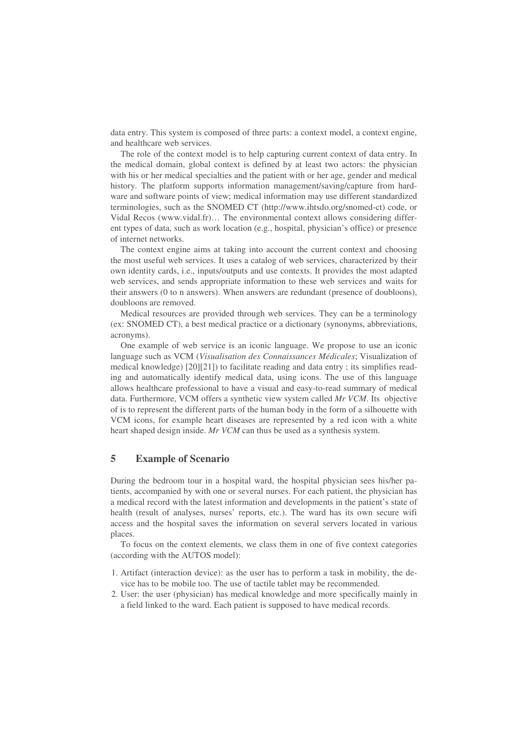data entry. This system is composed of three parts: a context model, a context engine, and healthcare web services.

The role of the context model is to help capturing current context of data entry. In the medical domain, global context is defined by at least two actors: the physician with his or her medical specialties and the patient with or her age, gender and medical history. The platform supports information management/saving/capture from hardware and software points of view; medical information may use different standardized terminologies, such as the SNOMED CT (http://www.ihtsdo.org/snomed-ct) code, or Vidal Recos (www.vidal.fr)… The environmental context allows considering different types of data, such as work location (e.g., hospital, physician's office) or presence of internet networks.

The context engine aims at taking into account the current context and choosing the most useful web services. It uses a catalog of web services, characterized by their own identity cards, i.e., inputs/outputs and use contexts. It provides the most adapted web services, and sends appropriate information to these web services and waits for their answers (0 to n answers). When answers are redundant (presence of doubloons), doubloons are removed.

Medical resources are provided through web services. They can be a terminology (ex: SNOMED CT), a best medical practice or a dictionary (synonyms, abbreviations, acronyms).

One example of web service is an iconic language. We propose to use an iconic language such as VCM (*Visualisation des Connaissances Médicales*; Visualization of medical knowledge) [20][21]) to facilitate reading and data entry ; its simplifies reading and automatically identify medical data, using icons. The use of this language allows healthcare professional to have a visual and easy-to-read summary of medical data. Furthermore, VCM offers a synthetic view system called *Mr VCM*. Its objective of is to represent the different parts of the human body in the form of a silhouette with VCM icons, for example heart diseases are represented by a red icon with a white heart shaped design inside. *Mr VCM* can thus be used as a synthesis system.

## 5 Example of Scenario

During the bedroom tour in a hospital ward, the hospital physician sees his/her patients, accompanied by with one or several nurses. For each patient, the physician has a medical record with the latest information and developments in the patient's state of health (result of analyses, nurses' reports, etc.). The ward has its own secure wifi access and the hospital saves the information on several servers located in various places.

To focus on the context elements, we class them in one of five context categories (according with the AUTOS model):

1. Artifact (interaction device): as the user has to perform a task in mobility, the device has to be mobile too. The use of tactile tablet may be recommended.
2. User: the user (physician) has medical knowledge and more specifically mainly in a field linked to the ward. Each patient is supposed to have medical records.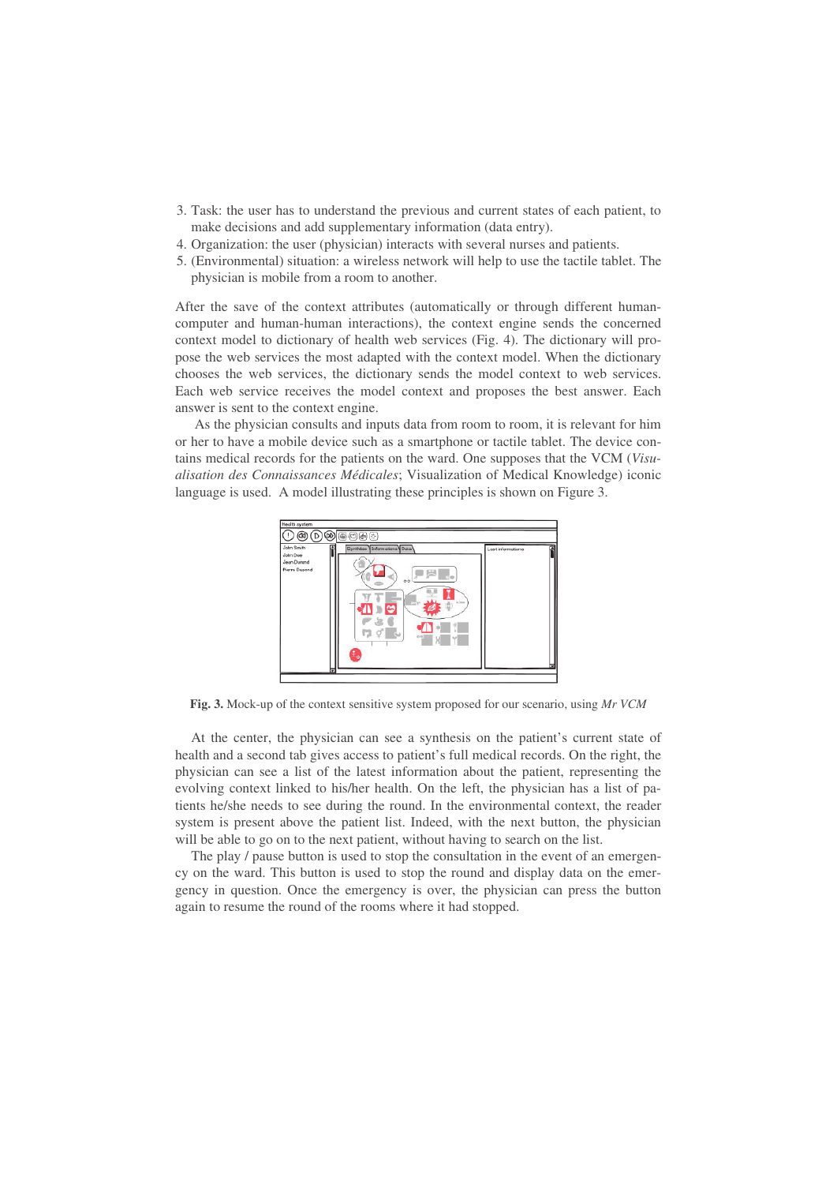3. Task: the user has to understand the previous and current states of each patient, to make decisions and add supplementary information (data entry).
4. Organization: the user (physician) interacts with several nurses and patients.
5. (Environmental) situation: a wireless network will help to use the tactile tablet. The physician is mobile from a room to another.

After the save of the context attributes (automatically or through different human-computer and human-human interactions), the context engine sends the concerned context model to dictionary of health web services (Fig. 4). The dictionary will propose the web services the most adapted with the context model. When the dictionary chooses the web services, the dictionary sends the model context to web services. Each web service receives the model context and proposes the best answer. Each answer is sent to the context engine.

As the physician consults and inputs data from room to room, it is relevant for him or her to have a mobile device such as a smartphone or tactile tablet. The device contains medical records for the patients on the ward. One supposes that the VCM (*Visualisation des Connaissances Médicales*; Visualization of Medical Knowledge) iconic language is used. A model illustrating these principles is shown on Figure 3.

**Fig. 3.** Mock-up of the context sensitive system proposed for our scenario, using *Mr VCM*

At the center, the physician can see a synthesis on the patient's current state of health and a second tab gives access to patient's full medical records. On the right, the physician can see a list of the latest information about the patient, representing the evolving context linked to his/her health. On the left, the physician has a list of patients he/she needs to see during the round. In the environmental context, the reader system is present above the patient list. Indeed, with the next button, the physician will be able to go on to the next patient, without having to search on the list.

The play / pause button is used to stop the consultation in the event of an emergency on the ward. This button is used to stop the round and display data on the emergency in question. Once the emergency is over, the physician can press the button again to resume the round of the rooms where it had stopped.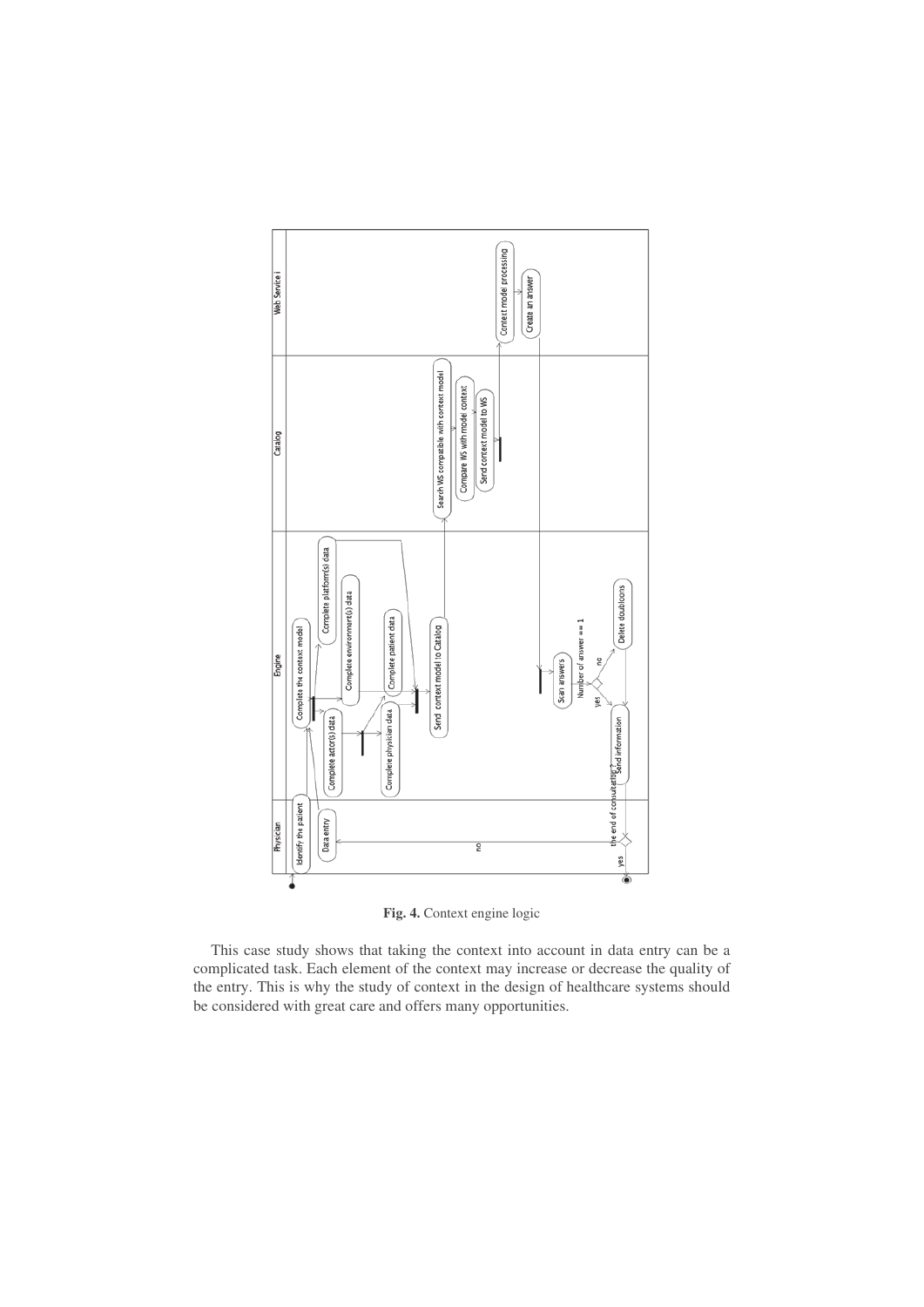**Fig. 4.** Context engine logic

This case study shows that taking the context into account in data entry can be a complicated task. Each element of the context may increase or decrease the quality of the entry. This is why the study of context in the design of healthcare systems should be considered with great care and offers many opportunities.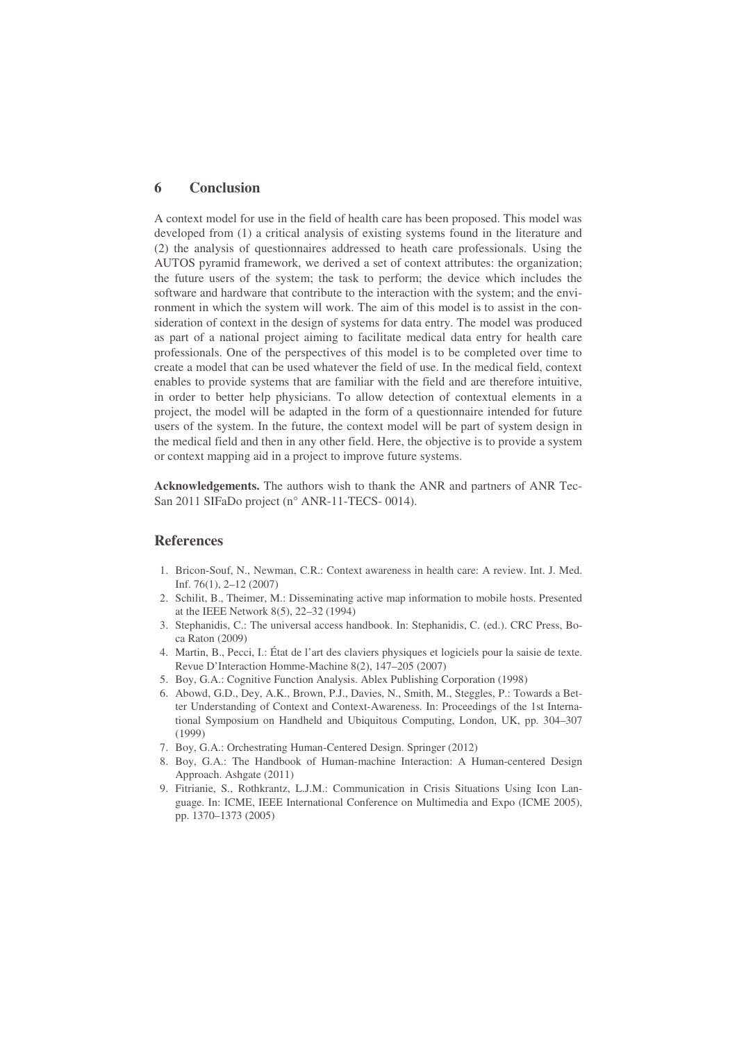## 6 Conclusion

A context model for use in the field of health care has been proposed. This model was developed from (1) a critical analysis of existing systems found in the literature and (2) the analysis of questionnaires addressed to heath care professionals. Using the AUTOS pyramid framework, we derived a set of context attributes: the organization; the future users of the system; the task to perform; the device which includes the software and hardware that contribute to the interaction with the system; and the environment in which the system will work. The aim of this model is to assist in the consideration of context in the design of systems for data entry. The model was produced as part of a national project aiming to facilitate medical data entry for health care professionals. One of the perspectives of this model is to be completed over time to create a model that can be used whatever the field of use. In the medical field, context enables to provide systems that are familiar with the field and are therefore intuitive, in order to better help physicians. To allow detection of contextual elements in a project, the model will be adapted in the form of a questionnaire intended for future users of the system. In the future, the context model will be part of system design in the medical field and then in any other field. Here, the objective is to provide a system or context mapping aid in a project to improve future systems.

**Acknowledgements.** The authors wish to thank the ANR and partners of ANR TecSan 2011 SIFaDo project (n° ANR-11-TECS- 0014).

## References

1. Bricon-Souf, N., Newman, C.R.: Context awareness in health care: A review. Int. J. Med. Inf. 76(1), 2–12 (2007)
2. Schilit, B., Theimer, M.: Disseminating active map information to mobile hosts. Presented at the IEEE Network 8(5), 22–32 (1994)
3. Stephanidis, C.: The universal access handbook. In: Stephanidis, C. (ed.). CRC Press, Boca Raton (2009)
4. Martin, B., Pecci, I.: État de l'art des claviers physiques et logiciels pour la saisie de texte. Revue D'Interaction Homme-Machine 8(2), 147–205 (2007)
5. Boy, G.A.: Cognitive Function Analysis. Ablex Publishing Corporation (1998)
6. Abowd, G.D., Dey, A.K., Brown, P.J., Davies, N., Smith, M., Steggles, P.: Towards a Better Understanding of Context and Context-Awareness. In: Proceedings of the 1st International Symposium on Handheld and Ubiquitous Computing, London, UK, pp. 304–307 (1999)
7. Boy, G.A.: Orchestrating Human-Centered Design. Springer (2012)
8. Boy, G.A.: The Handbook of Human-machine Interaction: A Human-centered Design Approach. Ashgate (2011)
9. Fitrianie, S., Rothkrantz, L.J.M.: Communication in Crisis Situations Using Icon Language. In: ICME, IEEE International Conference on Multimedia and Expo (ICME 2005), pp. 1370–1373 (2005)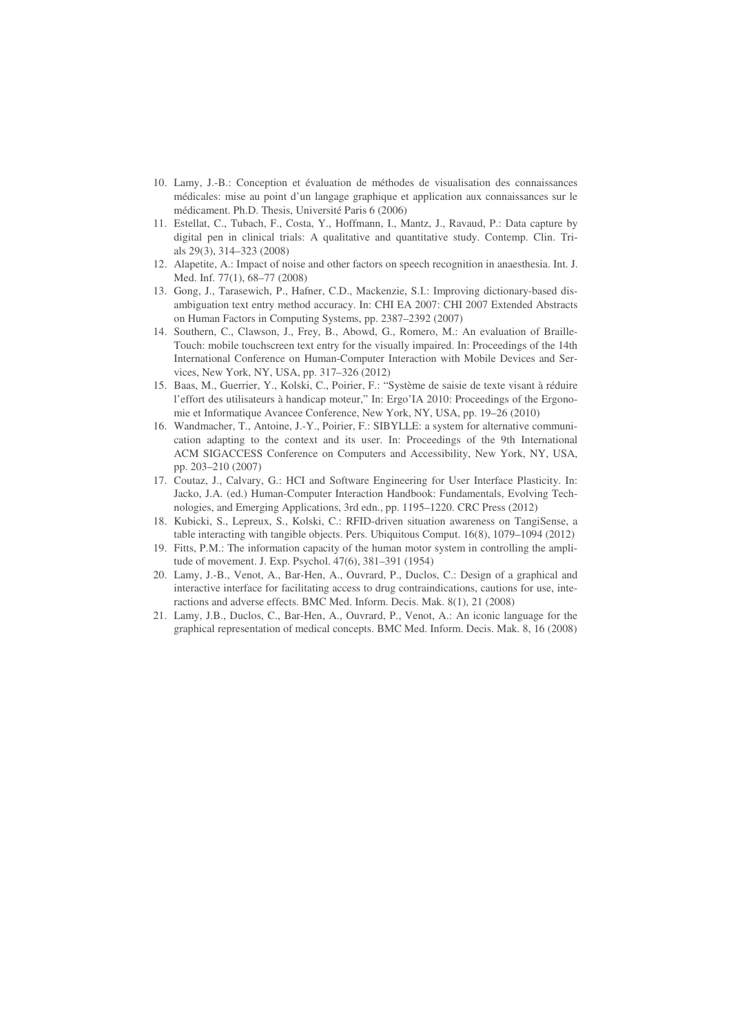10. Lamy, J.-B.: Conception et évaluation de méthodes de visualisation des connaissances médicales: mise au point d'un langage graphique et application aux connaissances sur le médicament. Ph.D. Thesis, Université Paris 6 (2006)
11. Estellat, C., Tubach, F., Costa, Y., Hoffmann, I., Mantz, J., Ravaud, P.: Data capture by digital pen in clinical trials: A qualitative and quantitative study. Contemp. Clin. Trials 29(3), 314–323 (2008)
12. Alapetite, A.: Impact of noise and other factors on speech recognition in anaesthesia. Int. J. Med. Inf. 77(1), 68–77 (2008)
13. Gong, J., Tarasewich, P., Hafner, C.D., Mackenzie, S.I.: Improving dictionary-based disambiguation text entry method accuracy. In: CHI EA 2007: CHI 2007 Extended Abstracts on Human Factors in Computing Systems, pp. 2387–2392 (2007)
14. Southern, C., Clawson, J., Frey, B., Abowd, G., Romero, M.: An evaluation of Braille-Touch: mobile touchscreen text entry for the visually impaired. In: Proceedings of the 14th International Conference on Human-Computer Interaction with Mobile Devices and Services, New York, NY, USA, pp. 317–326 (2012)
15. Baas, M., Guerrier, Y., Kolski, C., Poirier, F.: "Système de saisie de texte visant à réduire l'effort des utilisateurs à handicap moteur," In: Ergo'IA 2010: Proceedings of the Ergonomie et Informatique Avancee Conference, New York, NY, USA, pp. 19–26 (2010)
16. Wandmacher, T., Antoine, J.-Y., Poirier, F.: SIBYLLE: a system for alternative communication adapting to the context and its user. In: Proceedings of the 9th International ACM SIGACCESS Conference on Computers and Accessibility, New York, NY, USA, pp. 203–210 (2007)
17. Coutaz, J., Calvary, G.: HCI and Software Engineering for User Interface Plasticity. In: Jacko, J.A. (ed.) Human-Computer Interaction Handbook: Fundamentals, Evolving Technologies, and Emerging Applications, 3rd edn., pp. 1195–1220. CRC Press (2012)
18. Kubicki, S., Lepreux, S., Kolski, C.: RFID-driven situation awareness on TangiSense, a table interacting with tangible objects. Pers. Ubiquitous Comput. 16(8), 1079–1094 (2012)
19. Fitts, P.M.: The information capacity of the human motor system in controlling the amplitude of movement. J. Exp. Psychol. 47(6), 381–391 (1954)
20. Lamy, J.-B., Venot, A., Bar-Hen, A., Ouvrard, P., Duclos, C.: Design of a graphical and interactive interface for facilitating access to drug contraindications, cautions for use, interactions and adverse effects. BMC Med. Inform. Decis. Mak. 8(1), 21 (2008)
21. Lamy, J.B., Duclos, C., Bar-Hen, A., Ouvrard, P., Venot, A.: An iconic language for the graphical representation of medical concepts. BMC Med. Inform. Decis. Mak. 8, 16 (2008)